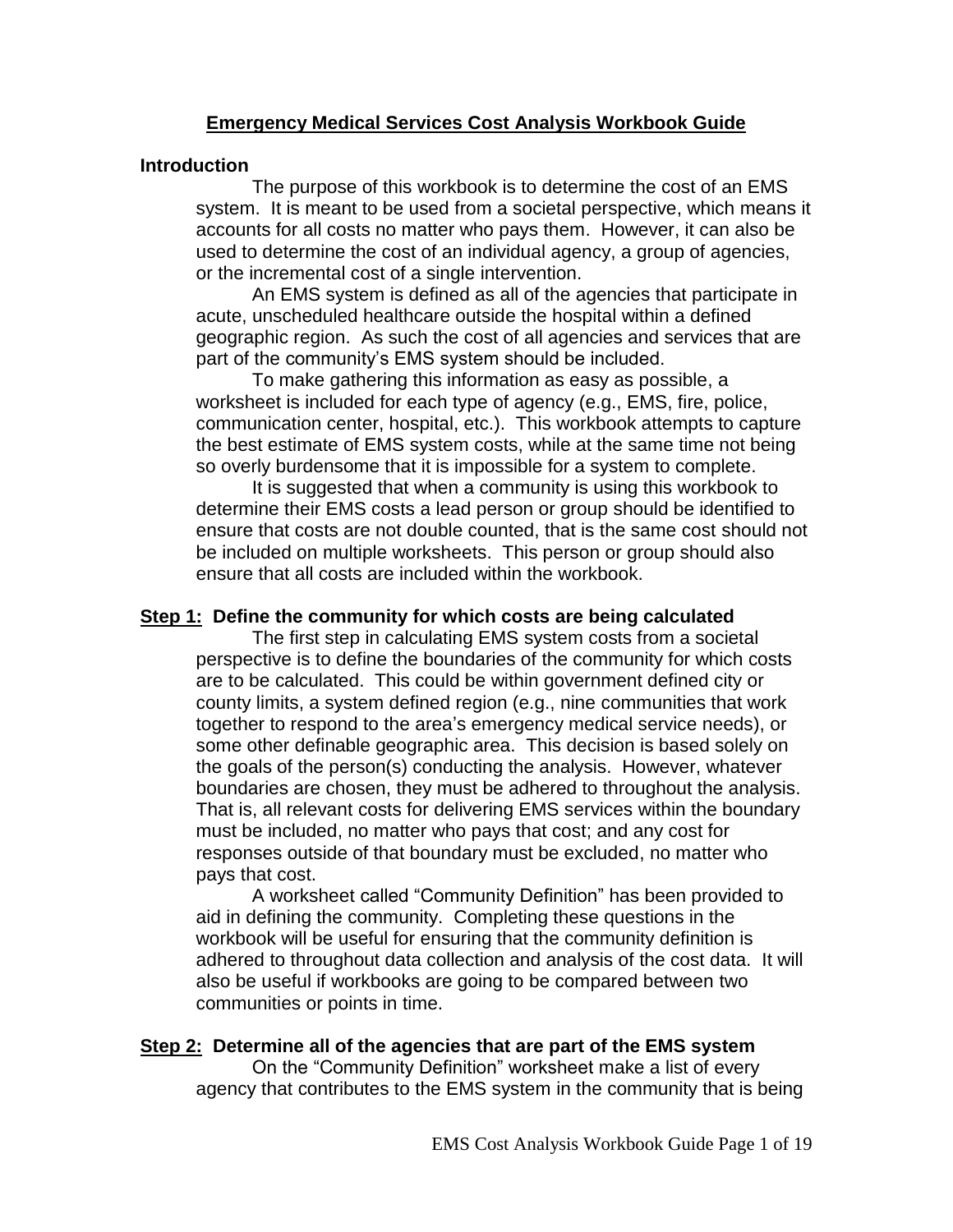# Emergency Medical Services Cost Analysis Workbook Guide

## Introduction

The purpose of this workbook is to determine the cost of an EMS system. It is meant to be used from a societal perspective, which means it accounts for all costs no matter who pays them. However, it can also be used to determine the cost of an individual agency, a group of agencies, or the incremental cost of a single intervention.

An EMS system is defined as all of the agencies that participate in acute, unscheduled healthcare outside the hospital within a defined geographic region. As such the cost of all agencies and services that are part of the community's EMS system should be included.

To make gathering this information as easy as possible, a worksheet is included for each type of agency (e.g., EMS, fire, police, communication center, hospital, etc.). This workbook attempts to capture the best estimate of EMS system costs, while at the same time not being so overly burdensome that it is impossible for a system to complete.

It is suggested that when a community is using this workbook to determine their EMS costs a lead person or group should be identified to ensure that costs are not double counted, that is the same cost should not be included on multiple worksheets. This person or group should also ensure that all costs are included within the workbook.

## Step 1: Define the community for which costs are being calculated

The first step in calculating EMS system costs from a societal perspective is to define the boundaries of the community for which costs are to be calculated. This could be within government defined city or county limits, a system defined region (e.g., nine communities that work together to respond to the area's emergency medical service needs), or some other definable geographic area. This decision is based solely on the goals of the person(s) conducting the analysis. However, whatever boundaries are chosen, they must be adhered to throughout the analysis. That is, all relevant costs for delivering EMS services within the boundary must be included, no matter who pays that cost; and any cost for responses outside of that boundary must be excluded, no matter who pays that cost.

A worksheet called "Community Definition" has been provided to aid in defining the community. Completing these questions in the workbook will be useful for ensuring that the community definition is adhered to throughout data collection and analysis of the cost data. It will also be useful if workbooks are going to be compared between two communities or points in time.

## Step 2: Determine all of the agencies that are part of the EMS system

On the "Community Definition" worksheet make a list of every agency that contributes to the EMS system in the community that is being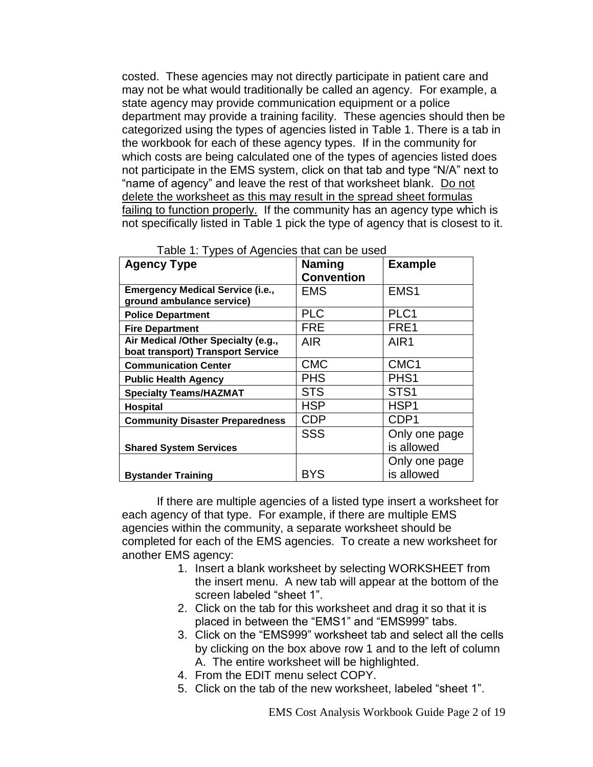costed. These agencies may not directly participate in patient care and may not be what would traditionally be called an agency. For example, a state agency may provide communication equipment or a police department may provide a training facility. These agencies should then be categorized using the types of agencies listed in Table 1. There is a tab in the workbook for each of these agency types. If in the community for which costs are being calculated one of the types of agencies listed does not participate in the EMS system, click on that tab and type "N/A" next to "name of agency" and leave the rest of that worksheet blank. <u>Do not delete the worksheet as this may result in the spread sheet formulas failing to function properly.</u> If the community has an agency type which is not specifically listed in Table 1 pick the type of agency that is closest to it.

Table 1: Types of Agencies that can be used

| Agency Type | Naming Convention | Example |
|---|---|---|
| **Emergency Medical Service (i.e., ground ambulance service)** | EMS | EMS1 |
| **Police Department** | PLC | PLC1 |
| **Fire Department** | FRE | FRE1 |
| **Air Medical /Other Specialty (e.g., boat transport) Transport Service** | AIR | AIR1 |
| **Communication Center** | CMC | CMC1 |
| **Public Health Agency** | PHS | PHS1 |
| **Specialty Teams/HAZMAT** | STS | STS1 |
| **Hospital** | HSP | HSP1 |
| **Community Disaster Preparedness** | CDP | CDP1 |
| **Shared System Services** | SSS | Only one page is allowed |
| **Bystander Training** | BYS | Only one page is allowed |

If there are multiple agencies of a listed type insert a worksheet for each agency of that type. For example, if there are multiple EMS agencies within the community, a separate worksheet should be completed for each of the EMS agencies. To create a new worksheet for another EMS agency:

1. Insert a blank worksheet by selecting WORKSHEET from the insert menu. A new tab will appear at the bottom of the screen labeled "sheet 1".
2. Click on the tab for this worksheet and drag it so that it is placed in between the "EMS1" and "EMS999" tabs.
3. Click on the "EMS999" worksheet tab and select all the cells by clicking on the box above row 1 and to the left of column A. The entire worksheet will be highlighted.
4. From the EDIT menu select COPY.
5. Click on the tab of the new worksheet, labeled "sheet 1".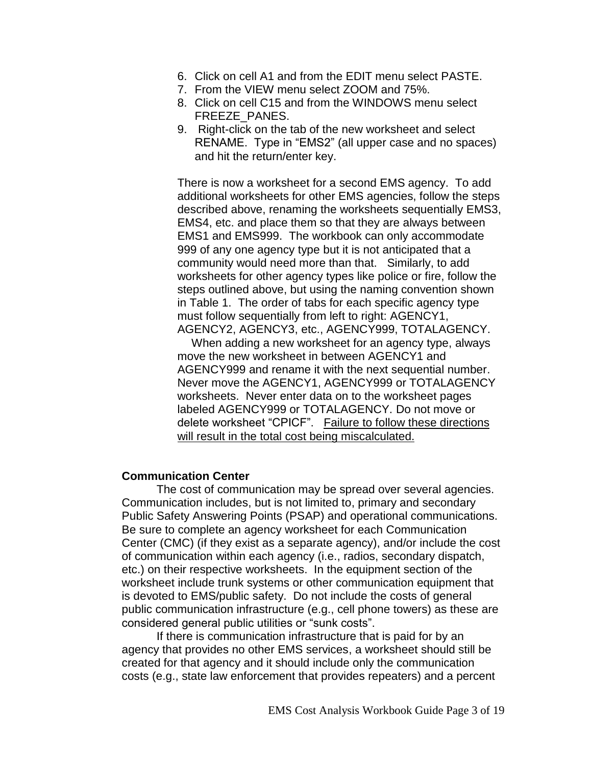6. Click on cell A1 and from the EDIT menu select PASTE.
7. From the VIEW menu select ZOOM and 75%.
8. Click on cell C15 and from the WINDOWS menu select FREEZE_PANES.
9. Right-click on the tab of the new worksheet and select RENAME. Type in “EMS2” (all upper case and no spaces) and hit the return/enter key.

There is now a worksheet for a second EMS agency. To add additional worksheets for other EMS agencies, follow the steps described above, renaming the worksheets sequentially EMS3, EMS4, etc. and place them so that they are always between EMS1 and EMS999. The workbook can only accommodate 999 of any one agency type but it is not anticipated that a community would need more than that. Similarly, to add worksheets for other agency types like police or fire, follow the steps outlined above, but using the naming convention shown in Table 1. The order of tabs for each specific agency type must follow sequentially from left to right: AGENCY1, AGENCY2, AGENCY3, etc., AGENCY999, TOTALAGENCY. When adding a new worksheet for an agency type, always move the new worksheet in between AGENCY1 and AGENCY999 and rename it with the next sequential number. Never move the AGENCY1, AGENCY999 or TOTALAGENCY worksheets. Never enter data on to the worksheet pages labeled AGENCY999 or TOTALAGENCY. Do not move or delete worksheet “CPICF”. <u>Failure to follow these directions will result in the total cost being miscalculated.</u>

**Communication Center**

The cost of communication may be spread over several agencies. Communication includes, but is not limited to, primary and secondary Public Safety Answering Points (PSAP) and operational communications. Be sure to complete an agency worksheet for each Communication Center (CMC) (if they exist as a separate agency), and/or include the cost of communication within each agency (i.e., radios, secondary dispatch, etc.) on their respective worksheets. In the equipment section of the worksheet include trunk systems or other communication equipment that is devoted to EMS/public safety. Do not include the costs of general public communication infrastructure (e.g., cell phone towers) as these are considered general public utilities or “sunk costs”.

If there is communication infrastructure that is paid for by an agency that provides no other EMS services, a worksheet should still be created for that agency and it should include only the communication costs (e.g., state law enforcement that provides repeaters) and a percent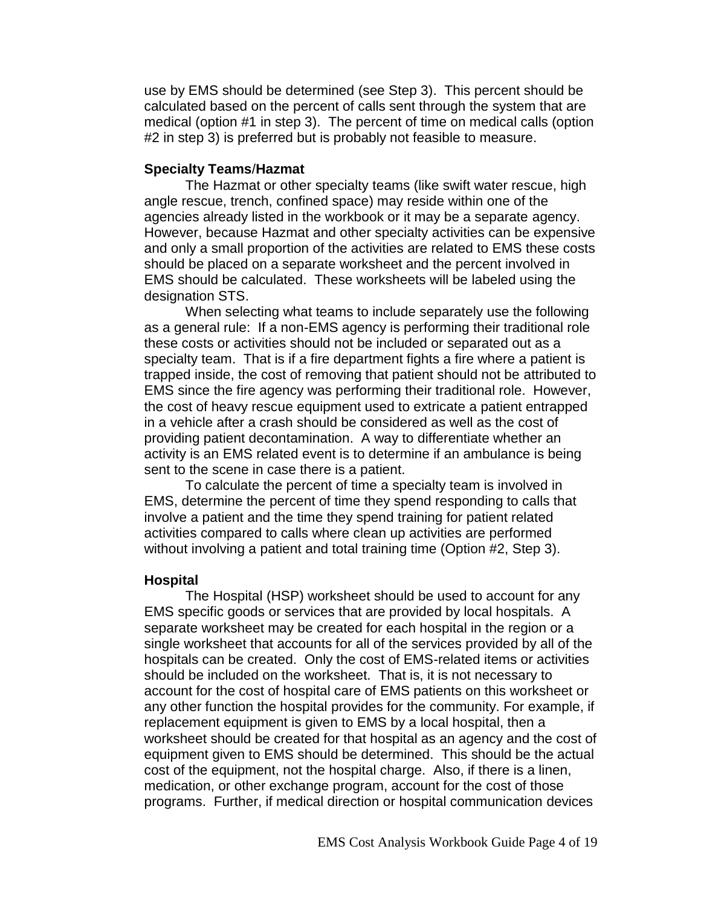use by EMS should be determined (see Step 3). This percent should be calculated based on the percent of calls sent through the system that are medical (option #1 in step 3). The percent of time on medical calls (option #2 in step 3) is preferred but is probably not feasible to measure.

**Specialty Teams/Hazmat**

The Hazmat or other specialty teams (like swift water rescue, high angle rescue, trench, confined space) may reside within one of the agencies already listed in the workbook or it may be a separate agency. However, because Hazmat and other specialty activities can be expensive and only a small proportion of the activities are related to EMS these costs should be placed on a separate worksheet and the percent involved in EMS should be calculated. These worksheets will be labeled using the designation STS.

When selecting what teams to include separately use the following as a general rule: If a non-EMS agency is performing their traditional role these costs or activities should not be included or separated out as a specialty team. That is if a fire department fights a fire where a patient is trapped inside, the cost of removing that patient should not be attributed to EMS since the fire agency was performing their traditional role. However, the cost of heavy rescue equipment used to extricate a patient entrapped in a vehicle after a crash should be considered as well as the cost of providing patient decontamination. A way to differentiate whether an activity is an EMS related event is to determine if an ambulance is being sent to the scene in case there is a patient.

To calculate the percent of time a specialty team is involved in EMS, determine the percent of time they spend responding to calls that involve a patient and the time they spend training for patient related activities compared to calls where clean up activities are performed without involving a patient and total training time (Option #2, Step 3).

**Hospital**

The Hospital (HSP) worksheet should be used to account for any EMS specific goods or services that are provided by local hospitals. A separate worksheet may be created for each hospital in the region or a single worksheet that accounts for all of the services provided by all of the hospitals can be created. Only the cost of EMS-related items or activities should be included on the worksheet. That is, it is not necessary to account for the cost of hospital care of EMS patients on this worksheet or any other function the hospital provides for the community. For example, if replacement equipment is given to EMS by a local hospital, then a worksheet should be created for that hospital as an agency and the cost of equipment given to EMS should be determined. This should be the actual cost of the equipment, not the hospital charge. Also, if there is a linen, medication, or other exchange program, account for the cost of those programs. Further, if medical direction or hospital communication devices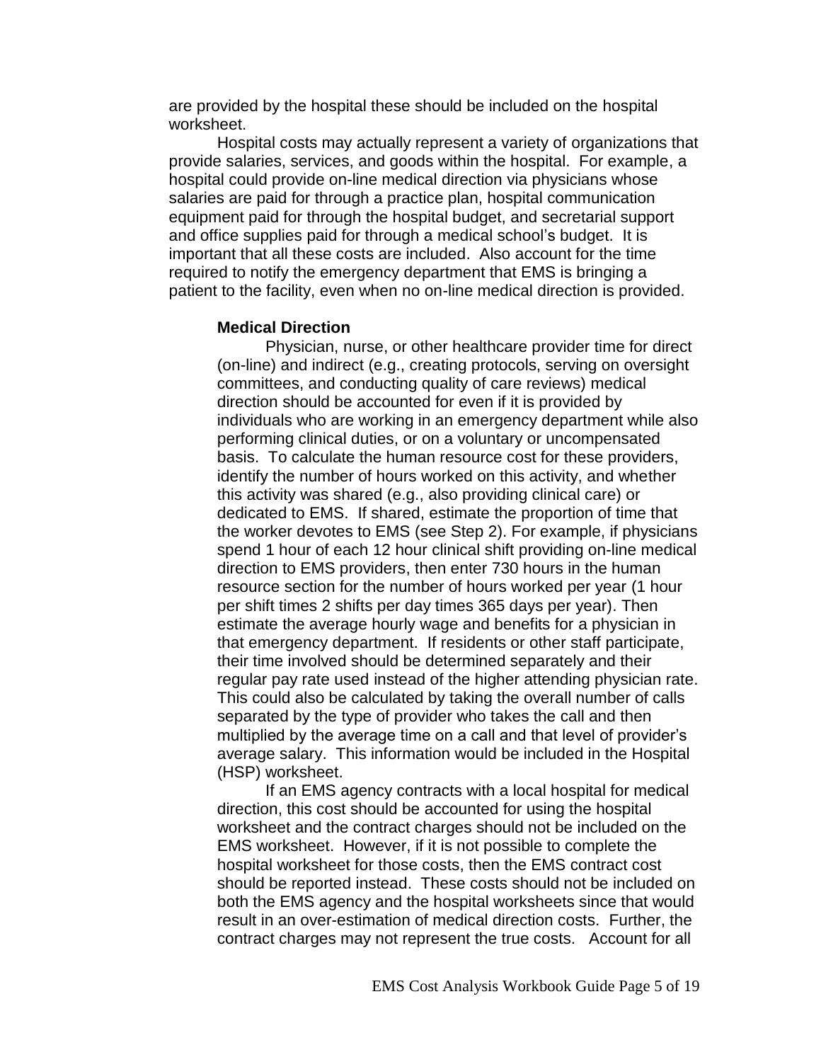are provided by the hospital these should be included on the hospital worksheet.

Hospital costs may actually represent a variety of organizations that provide salaries, services, and goods within the hospital. For example, a hospital could provide on-line medical direction via physicians whose salaries are paid for through a practice plan, hospital communication equipment paid for through the hospital budget, and secretarial support and office supplies paid for through a medical school's budget. It is important that all these costs are included. Also account for the time required to notify the emergency department that EMS is bringing a patient to the facility, even when no on-line medical direction is provided.

### Medical Direction

Physician, nurse, or other healthcare provider time for direct (on-line) and indirect (e.g., creating protocols, serving on oversight committees, and conducting quality of care reviews) medical direction should be accounted for even if it is provided by individuals who are working in an emergency department while also performing clinical duties, or on a voluntary or uncompensated basis. To calculate the human resource cost for these providers, identify the number of hours worked on this activity, and whether this activity was shared (e.g., also providing clinical care) or dedicated to EMS. If shared, estimate the proportion of time that the worker devotes to EMS (see Step 2). For example, if physicians spend 1 hour of each 12 hour clinical shift providing on-line medical direction to EMS providers, then enter 730 hours in the human resource section for the number of hours worked per year (1 hour per shift times 2 shifts per day times 365 days per year). Then estimate the average hourly wage and benefits for a physician in that emergency department. If residents or other staff participate, their time involved should be determined separately and their regular pay rate used instead of the higher attending physician rate. This could also be calculated by taking the overall number of calls separated by the type of provider who takes the call and then multiplied by the average time on a call and that level of provider's average salary. This information would be included in the Hospital (HSP) worksheet.

If an EMS agency contracts with a local hospital for medical direction, this cost should be accounted for using the hospital worksheet and the contract charges should not be included on the EMS worksheet. However, if it is not possible to complete the hospital worksheet for those costs, then the EMS contract cost should be reported instead. These costs should not be included on both the EMS agency and the hospital worksheets since that would result in an over-estimation of medical direction costs. Further, the contract charges may not represent the true costs. Account for all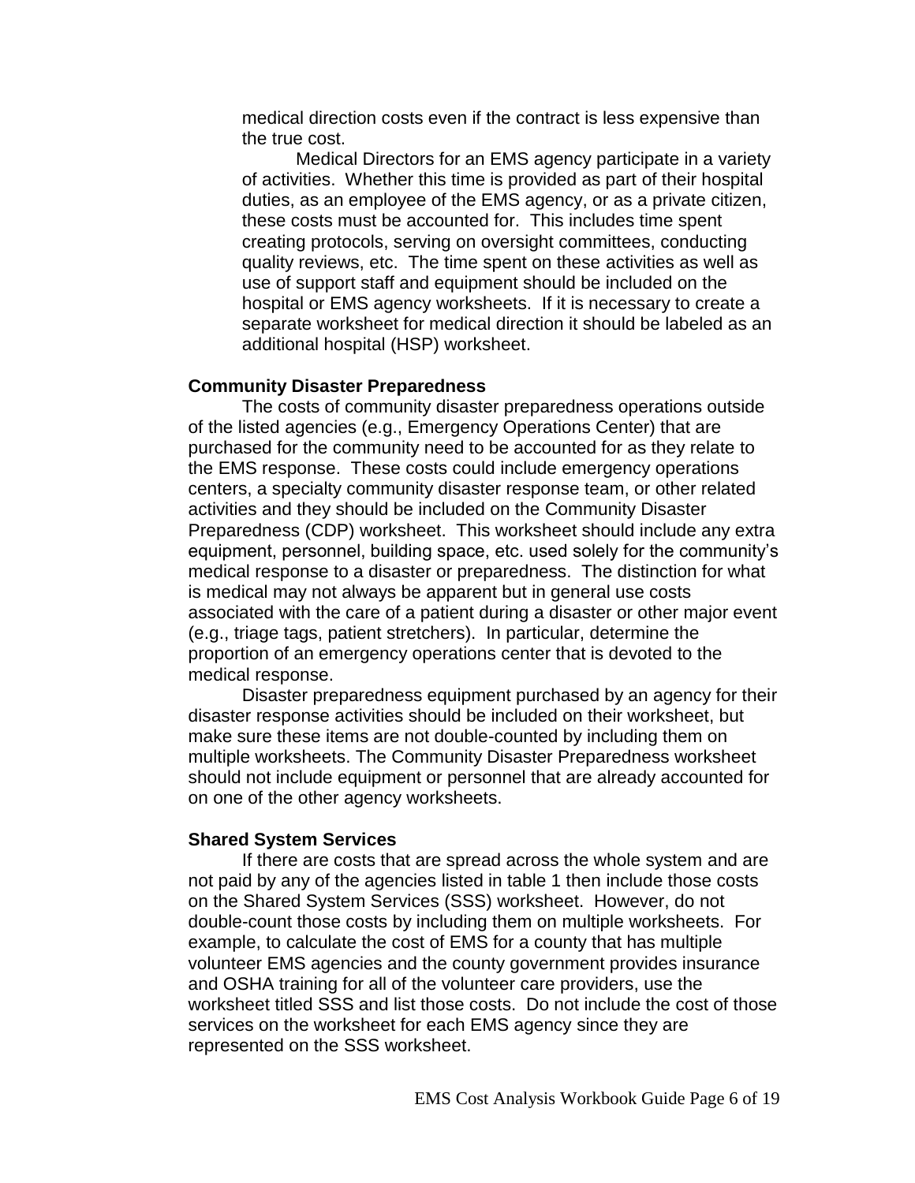medical direction costs even if the contract is less expensive than the true cost.

Medical Directors for an EMS agency participate in a variety of activities. Whether this time is provided as part of their hospital duties, as an employee of the EMS agency, or as a private citizen, these costs must be accounted for. This includes time spent creating protocols, serving on oversight committees, conducting quality reviews, etc. The time spent on these activities as well as use of support staff and equipment should be included on the hospital or EMS agency worksheets. If it is necessary to create a separate worksheet for medical direction it should be labeled as an additional hospital (HSP) worksheet.

**Community Disaster Preparedness**

The costs of community disaster preparedness operations outside of the listed agencies (e.g., Emergency Operations Center) that are purchased for the community need to be accounted for as they relate to the EMS response. These costs could include emergency operations centers, a specialty community disaster response team, or other related activities and they should be included on the Community Disaster Preparedness (CDP) worksheet. This worksheet should include any extra equipment, personnel, building space, etc. used solely for the community's medical response to a disaster or preparedness. The distinction for what is medical may not always be apparent but in general use costs associated with the care of a patient during a disaster or other major event (e.g., triage tags, patient stretchers). In particular, determine the proportion of an emergency operations center that is devoted to the medical response.

Disaster preparedness equipment purchased by an agency for their disaster response activities should be included on their worksheet, but make sure these items are not double-counted by including them on multiple worksheets. The Community Disaster Preparedness worksheet should not include equipment or personnel that are already accounted for on one of the other agency worksheets.

**Shared System Services**

If there are costs that are spread across the whole system and are not paid by any of the agencies listed in table 1 then include those costs on the Shared System Services (SSS) worksheet. However, do not double-count those costs by including them on multiple worksheets. For example, to calculate the cost of EMS for a county that has multiple volunteer EMS agencies and the county government provides insurance and OSHA training for all of the volunteer care providers, use the worksheet titled SSS and list those costs. Do not include the cost of those services on the worksheet for each EMS agency since they are represented on the SSS worksheet.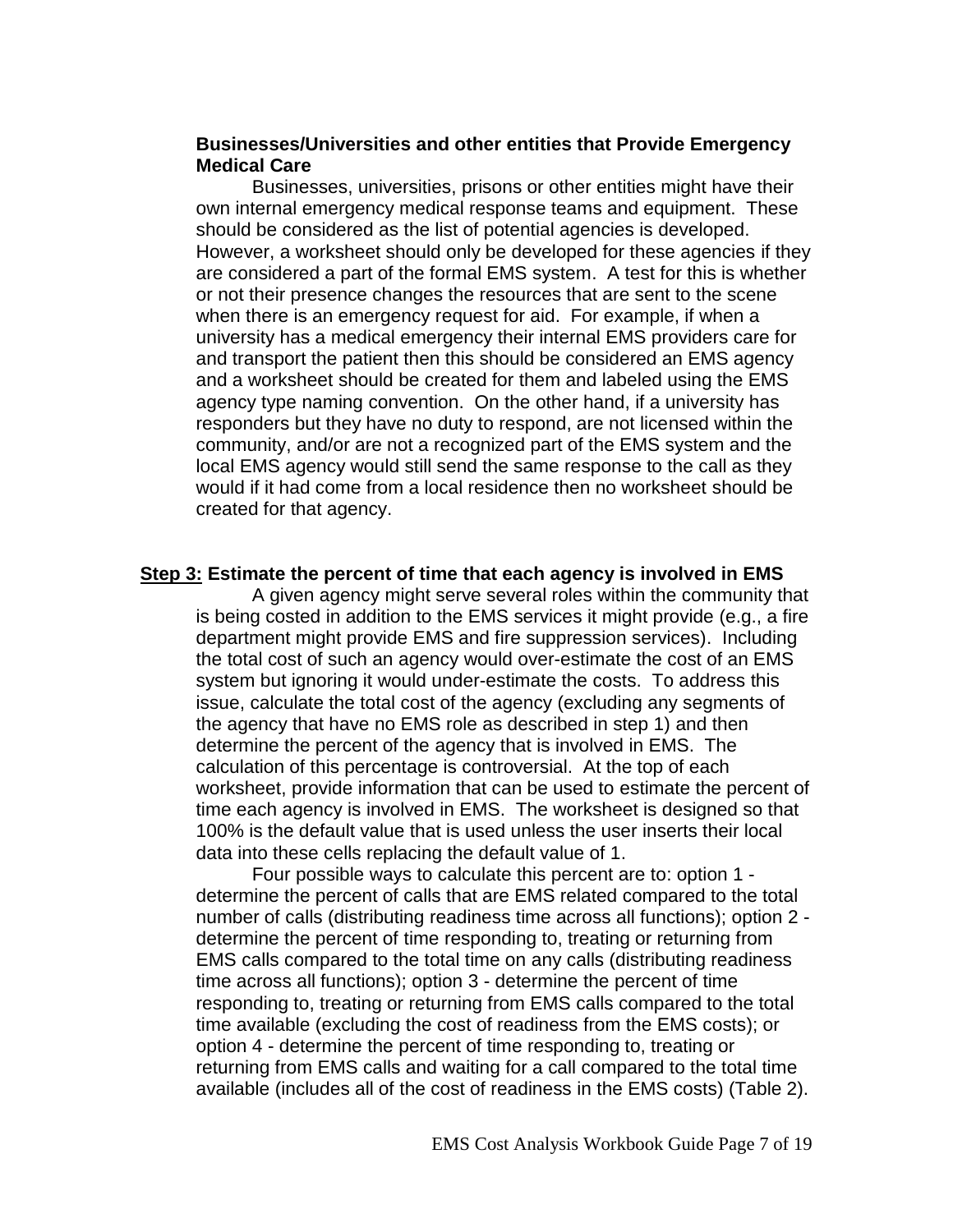**Businesses/Universities and other entities that Provide Emergency Medical Care**

Businesses, universities, prisons or other entities might have their own internal emergency medical response teams and equipment. These should be considered as the list of potential agencies is developed. However, a worksheet should only be developed for these agencies if they are considered a part of the formal EMS system. A test for this is whether or not their presence changes the resources that are sent to the scene when there is an emergency request for aid. For example, if when a university has a medical emergency their internal EMS providers care for and transport the patient then this should be considered an EMS agency and a worksheet should be created for them and labeled using the EMS agency type naming convention. On the other hand, if a university has responders but they have no duty to respond, are not licensed within the community, and/or are not a recognized part of the EMS system and the local EMS agency would still send the same response to the call as they would if it had come from a local residence then no worksheet should be created for that agency.

## <u>Step 3:</u> Estimate the percent of time that each agency is involved in EMS

A given agency might serve several roles within the community that is being costed in addition to the EMS services it might provide (e.g., a fire department might provide EMS and fire suppression services). Including the total cost of such an agency would over-estimate the cost of an EMS system but ignoring it would under-estimate the costs. To address this issue, calculate the total cost of the agency (excluding any segments of the agency that have no EMS role as described in step 1) and then determine the percent of the agency that is involved in EMS. The calculation of this percentage is controversial. At the top of each worksheet, provide information that can be used to estimate the percent of time each agency is involved in EMS. The worksheet is designed so that 100% is the default value that is used unless the user inserts their local data into these cells replacing the default value of 1.

Four possible ways to calculate this percent are to: option 1 - determine the percent of calls that are EMS related compared to the total number of calls (distributing readiness time across all functions); option 2 - determine the percent of time responding to, treating or returning from EMS calls compared to the total time on any calls (distributing readiness time across all functions); option 3 - determine the percent of time responding to, treating or returning from EMS calls compared to the total time available (excluding the cost of readiness from the EMS costs); or option 4 - determine the percent of time responding to, treating or returning from EMS calls and waiting for a call compared to the total time available (includes all of the cost of readiness in the EMS costs) (Table 2).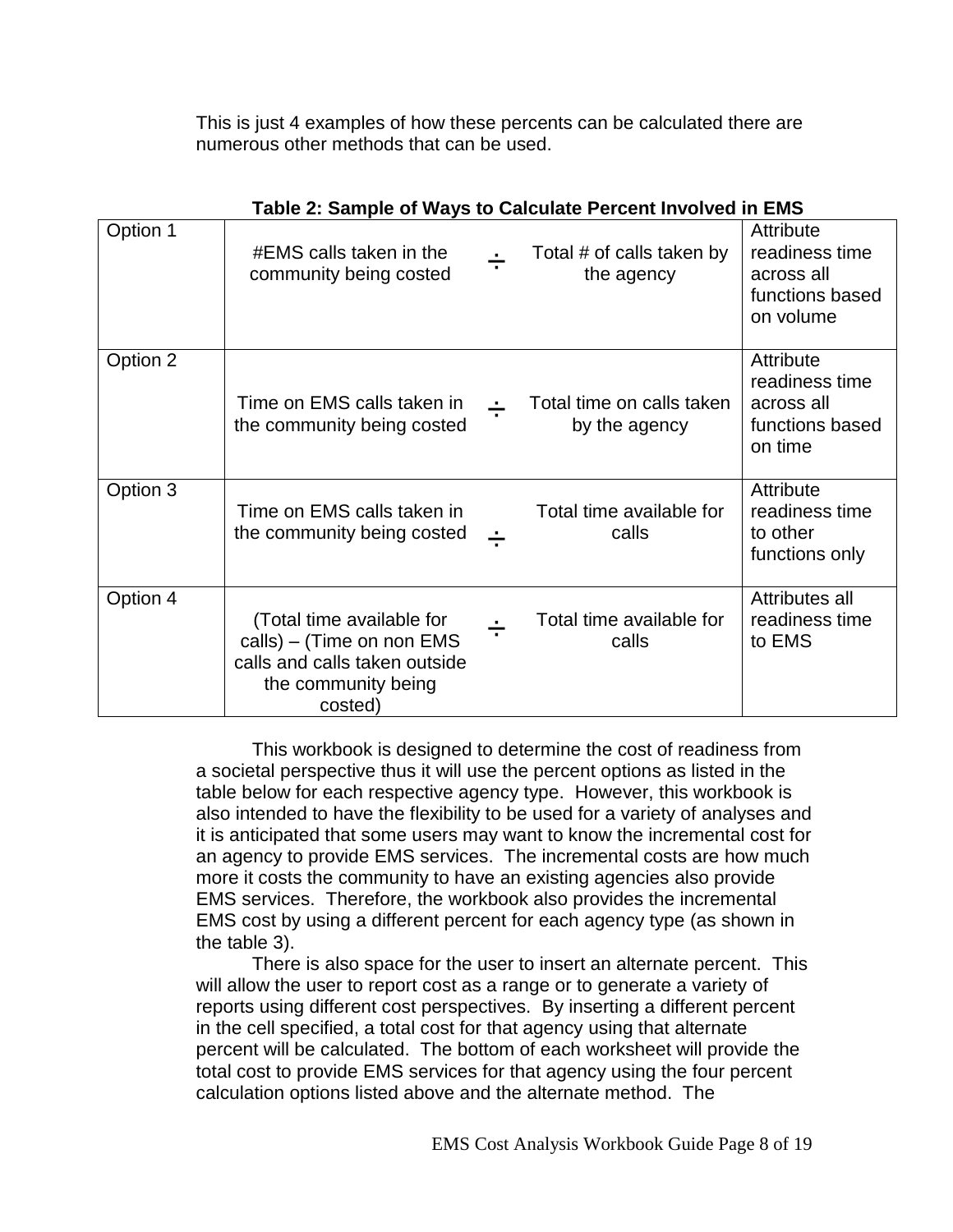This is just 4 examples of how these percents can be calculated there are numerous other methods that can be used.

**Table 2: Sample of Ways to Calculate Percent Involved in EMS**

| | | | | |
|---|---|---|---|---|
| Option 1 | #EMS calls taken in the community being costed | ÷ | Total # of calls taken by the agency | Attribute readiness time across all functions based on volume |
| Option 2 | Time on EMS calls taken in the community being costed | ÷ | Total time on calls taken by the agency | Attribute readiness time across all functions based on time |
| Option 3 | Time on EMS calls taken in the community being costed | ÷ | Total time available for calls | Attribute readiness time to other functions only |
| Option 4 | (Total time available for calls) – (Time on non EMS calls and calls taken outside the community being costed) | ÷ | Total time available for calls | Attributes all readiness time to EMS |

This workbook is designed to determine the cost of readiness from a societal perspective thus it will use the percent options as listed in the table below for each respective agency type. However, this workbook is also intended to have the flexibility to be used for a variety of analyses and it is anticipated that some users may want to know the incremental cost for an agency to provide EMS services. The incremental costs are how much more it costs the community to have an existing agencies also provide EMS services. Therefore, the workbook also provides the incremental EMS cost by using a different percent for each agency type (as shown in the table 3).

There is also space for the user to insert an alternate percent. This will allow the user to report cost as a range or to generate a variety of reports using different cost perspectives. By inserting a different percent in the cell specified, a total cost for that agency using that alternate percent will be calculated. The bottom of each worksheet will provide the total cost to provide EMS services for that agency using the four percent calculation options listed above and the alternate method. The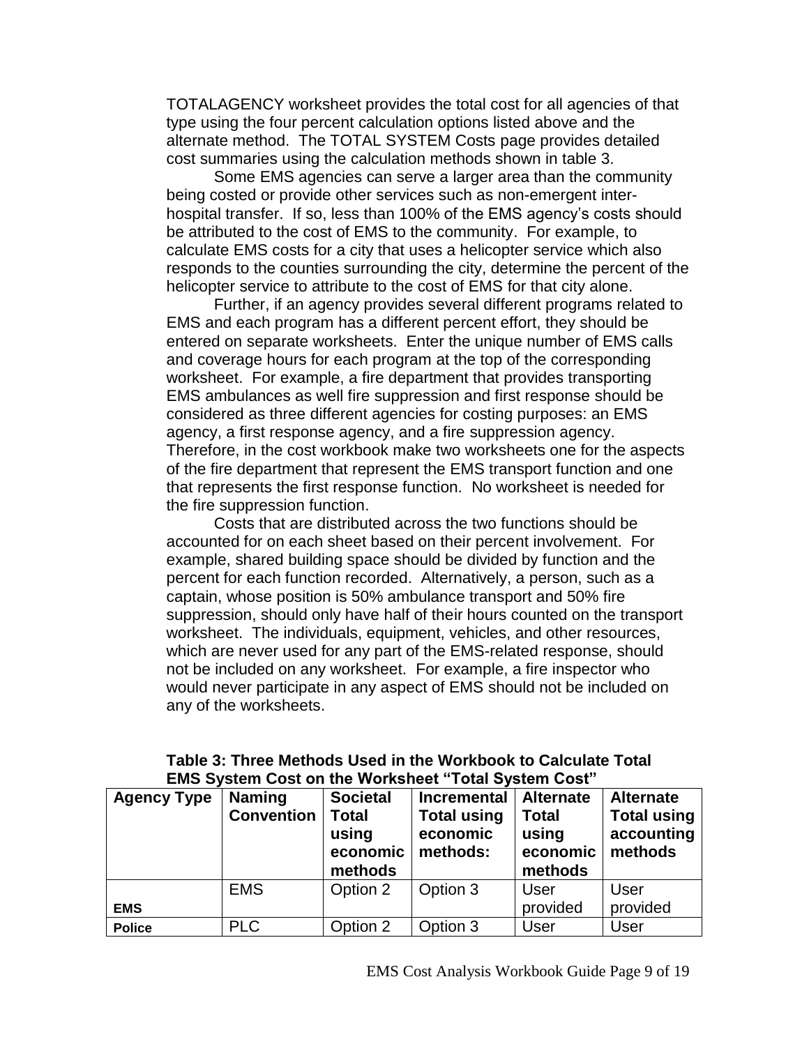TOTALAGENCY worksheet provides the total cost for all agencies of that type using the four percent calculation options listed above and the alternate method. The TOTAL SYSTEM Costs page provides detailed cost summaries using the calculation methods shown in table 3.

Some EMS agencies can serve a larger area than the community being costed or provide other services such as non-emergent inter-hospital transfer. If so, less than 100% of the EMS agency's costs should be attributed to the cost of EMS to the community. For example, to calculate EMS costs for a city that uses a helicopter service which also responds to the counties surrounding the city, determine the percent of the helicopter service to attribute to the cost of EMS for that city alone.

Further, if an agency provides several different programs related to EMS and each program has a different percent effort, they should be entered on separate worksheets. Enter the unique number of EMS calls and coverage hours for each program at the top of the corresponding worksheet. For example, a fire department that provides transporting EMS ambulances as well fire suppression and first response should be considered as three different agencies for costing purposes: an EMS agency, a first response agency, and a fire suppression agency. Therefore, in the cost workbook make two worksheets one for the aspects of the fire department that represent the EMS transport function and one that represents the first response function. No worksheet is needed for the fire suppression function.

Costs that are distributed across the two functions should be accounted for on each sheet based on their percent involvement. For example, shared building space should be divided by function and the percent for each function recorded. Alternatively, a person, such as a captain, whose position is 50% ambulance transport and 50% fire suppression, should only have half of their hours counted on the transport worksheet. The individuals, equipment, vehicles, and other resources, which are never used for any part of the EMS-related response, should not be included on any worksheet. For example, a fire inspector who would never participate in any aspect of EMS should not be included on any of the worksheets.

**Table 3: Three Methods Used in the Workbook to Calculate Total EMS System Cost on the Worksheet "Total System Cost"**

| Agency Type | Naming Convention | Societal Total using economic methods | Incremental Total using economic methods: | Alternate Total using economic methods | Alternate Total using accounting methods |
|---|---|---|---|---|---|
| **EMS** | EMS | Option 2 | Option 3 | User provided | User provided |
| **Police** | PLC | Option 2 | Option 3 | User | User |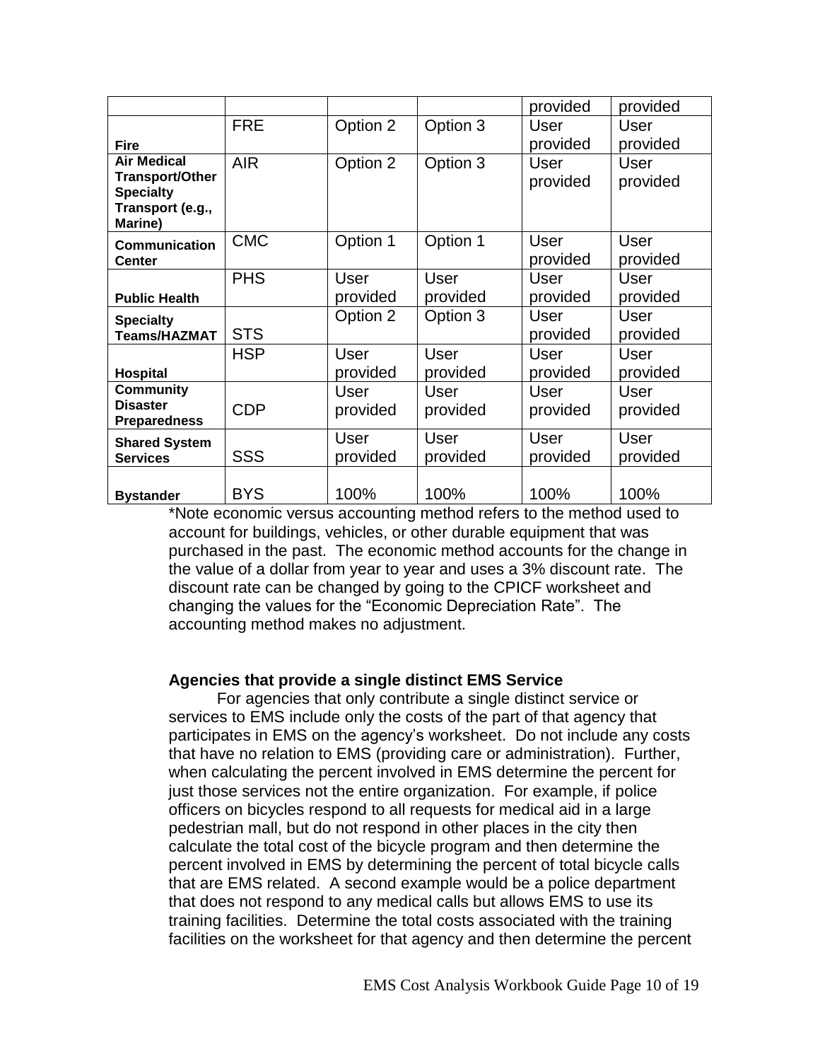| | | | | | |
|---|---|---|---|---|---|
| | | | | provided | provided |
| **Fire** | FRE | Option 2 | Option 3 | User provided | User provided |
| **Air Medical Transport/Other Specialty Transport (e.g., Marine)** | AIR | Option 2 | Option 3 | User provided | User provided |
| **Communication Center** | CMC | Option 1 | Option 1 | User provided | User provided |
| **Public Health** | PHS | User provided | User provided | User provided | User provided |
| **Specialty Teams/HAZMAT** | STS | Option 2 | Option 3 | User provided | User provided |
| **Hospital** | HSP | User provided | User provided | User provided | User provided |
| **Community Disaster Preparedness** | CDP | User provided | User provided | User provided | User provided |
| **Shared System Services** | SSS | User provided | User provided | User provided | User provided |
| **Bystander** | BYS | 100% | 100% | 100% | 100% |

*Note economic versus accounting method refers to the method used to account for buildings, vehicles, or other durable equipment that was purchased in the past. The economic method accounts for the change in the value of a dollar from year to year and uses a 3% discount rate. The discount rate can be changed by going to the CPICF worksheet and changing the values for the "Economic Depreciation Rate". The accounting method makes no adjustment.

**Agencies that provide a single distinct EMS Service**

For agencies that only contribute a single distinct service or services to EMS include only the costs of the part of that agency that participates in EMS on the agency's worksheet. Do not include any costs that have no relation to EMS (providing care or administration). Further, when calculating the percent involved in EMS determine the percent for just those services not the entire organization. For example, if police officers on bicycles respond to all requests for medical aid in a large pedestrian mall, but do not respond in other places in the city then calculate the total cost of the bicycle program and then determine the percent involved in EMS by determining the percent of total bicycle calls that are EMS related. A second example would be a police department that does not respond to any medical calls but allows EMS to use its training facilities. Determine the total costs associated with the training facilities on the worksheet for that agency and then determine the percent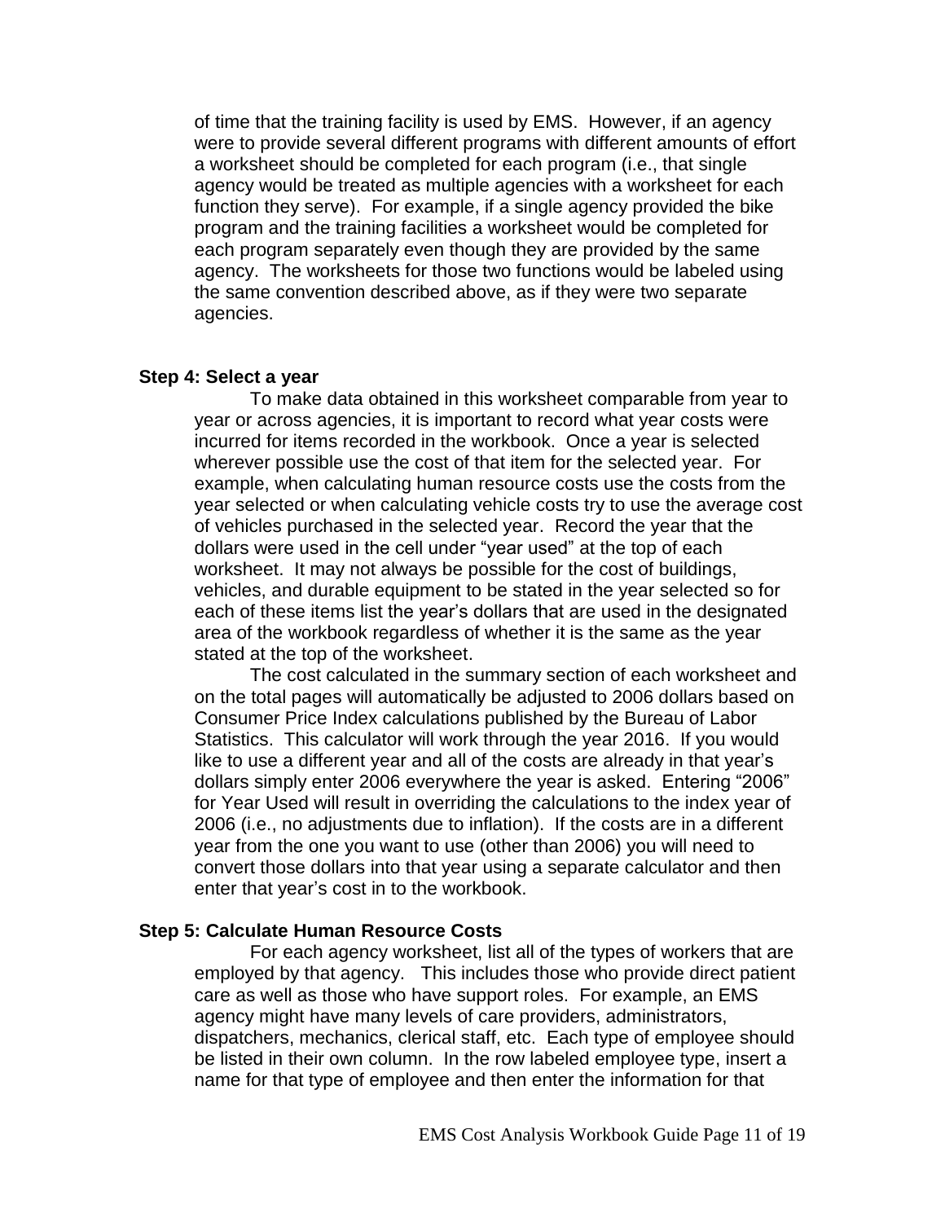of time that the training facility is used by EMS. However, if an agency were to provide several different programs with different amounts of effort a worksheet should be completed for each program (i.e., that single agency would be treated as multiple agencies with a worksheet for each function they serve). For example, if a single agency provided the bike program and the training facilities a worksheet would be completed for each program separately even though they are provided by the same agency. The worksheets for those two functions would be labeled using the same convention described above, as if they were two separate agencies.

**Step 4: Select a year**

To make data obtained in this worksheet comparable from year to year or across agencies, it is important to record what year costs were incurred for items recorded in the workbook. Once a year is selected wherever possible use the cost of that item for the selected year. For example, when calculating human resource costs use the costs from the year selected or when calculating vehicle costs try to use the average cost of vehicles purchased in the selected year. Record the year that the dollars were used in the cell under "year used" at the top of each worksheet. It may not always be possible for the cost of buildings, vehicles, and durable equipment to be stated in the year selected so for each of these items list the year's dollars that are used in the designated area of the workbook regardless of whether it is the same as the year stated at the top of the worksheet.

The cost calculated in the summary section of each worksheet and on the total pages will automatically be adjusted to 2006 dollars based on Consumer Price Index calculations published by the Bureau of Labor Statistics. This calculator will work through the year 2016. If you would like to use a different year and all of the costs are already in that year's dollars simply enter 2006 everywhere the year is asked. Entering "2006" for Year Used will result in overriding the calculations to the index year of 2006 (i.e., no adjustments due to inflation). If the costs are in a different year from the one you want to use (other than 2006) you will need to convert those dollars into that year using a separate calculator and then enter that year's cost in to the workbook.

**Step 5: Calculate Human Resource Costs**

For each agency worksheet, list all of the types of workers that are employed by that agency. This includes those who provide direct patient care as well as those who have support roles. For example, an EMS agency might have many levels of care providers, administrators, dispatchers, mechanics, clerical staff, etc. Each type of employee should be listed in their own column. In the row labeled employee type, insert a name for that type of employee and then enter the information for that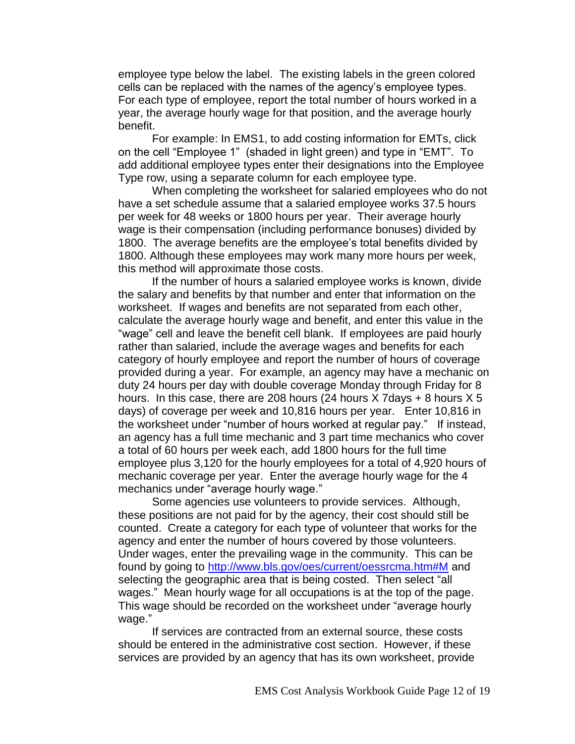employee type below the label. The existing labels in the green colored cells can be replaced with the names of the agency's employee types. For each type of employee, report the total number of hours worked in a year, the average hourly wage for that position, and the average hourly benefit.

For example: In EMS1, to add costing information for EMTs, click on the cell "Employee 1" (shaded in light green) and type in "EMT". To add additional employee types enter their designations into the Employee Type row, using a separate column for each employee type.

When completing the worksheet for salaried employees who do not have a set schedule assume that a salaried employee works 37.5 hours per week for 48 weeks or 1800 hours per year. Their average hourly wage is their compensation (including performance bonuses) divided by 1800. The average benefits are the employee's total benefits divided by 1800. Although these employees may work many more hours per week, this method will approximate those costs.

If the number of hours a salaried employee works is known, divide the salary and benefits by that number and enter that information on the worksheet. If wages and benefits are not separated from each other, calculate the average hourly wage and benefit, and enter this value in the "wage" cell and leave the benefit cell blank. If employees are paid hourly rather than salaried, include the average wages and benefits for each category of hourly employee and report the number of hours of coverage provided during a year. For example, an agency may have a mechanic on duty 24 hours per day with double coverage Monday through Friday for 8 hours. In this case, there are 208 hours (24 hours X 7days + 8 hours X 5 days) of coverage per week and 10,816 hours per year. Enter 10,816 in the worksheet under "number of hours worked at regular pay." If instead, an agency has a full time mechanic and 3 part time mechanics who cover a total of 60 hours per week each, add 1800 hours for the full time employee plus 3,120 for the hourly employees for a total of 4,920 hours of mechanic coverage per year. Enter the average hourly wage for the 4 mechanics under "average hourly wage."

Some agencies use volunteers to provide services. Although, these positions are not paid for by the agency, their cost should still be counted. Create a category for each type of volunteer that works for the agency and enter the number of hours covered by those volunteers. Under wages, enter the prevailing wage in the community. This can be found by going to [http://www.bls.gov/oes/current/oessrcma.htm#M](http://www.bls.gov/oes/current/oessrcma.htm#M) and selecting the geographic area that is being costed. Then select "all wages." Mean hourly wage for all occupations is at the top of the page. This wage should be recorded on the worksheet under "average hourly wage."

If services are contracted from an external source, these costs should be entered in the administrative cost section. However, if these services are provided by an agency that has its own worksheet, provide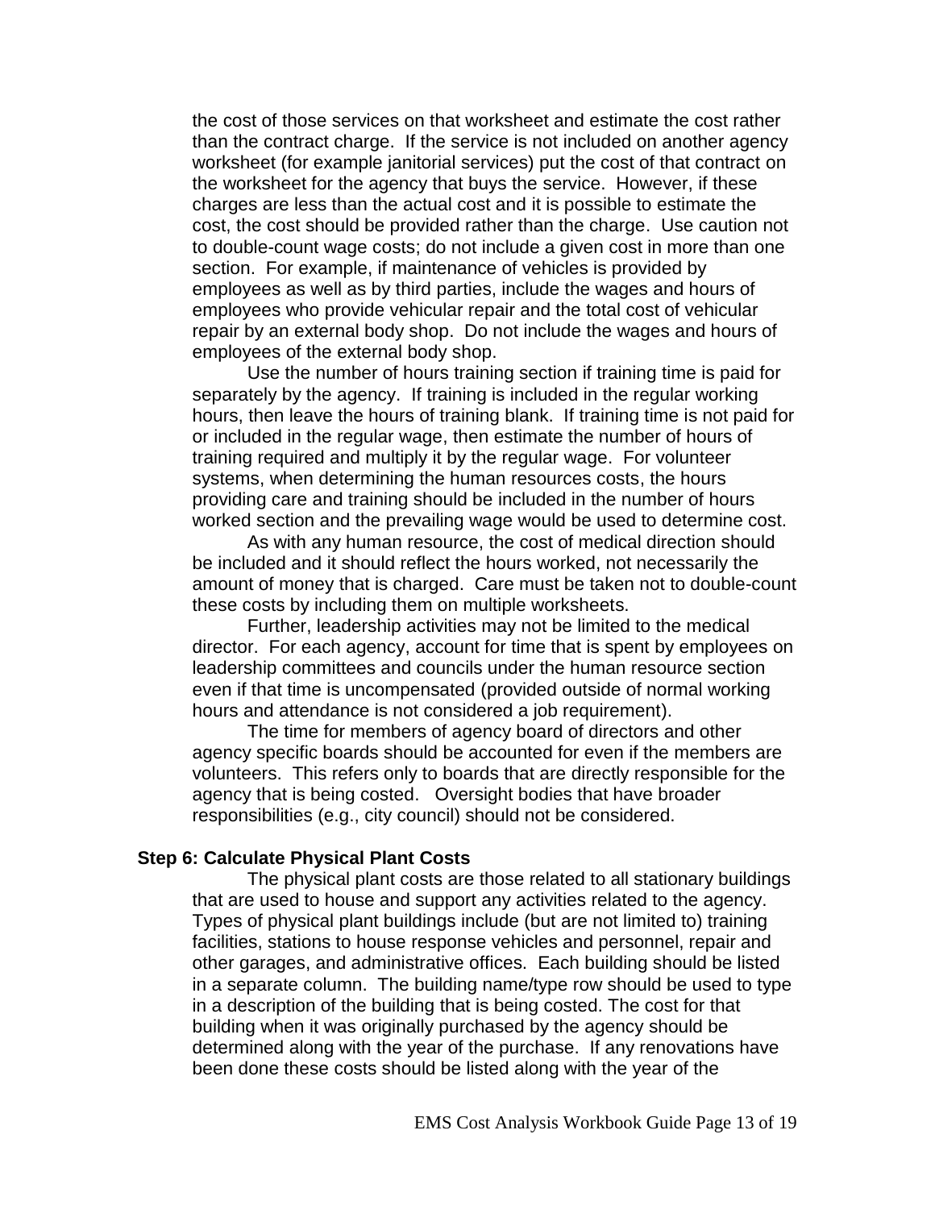the cost of those services on that worksheet and estimate the cost rather than the contract charge. If the service is not included on another agency worksheet (for example janitorial services) put the cost of that contract on the worksheet for the agency that buys the service. However, if these charges are less than the actual cost and it is possible to estimate the cost, the cost should be provided rather than the charge. Use caution not to double-count wage costs; do not include a given cost in more than one section. For example, if maintenance of vehicles is provided by employees as well as by third parties, include the wages and hours of employees who provide vehicular repair and the total cost of vehicular repair by an external body shop. Do not include the wages and hours of employees of the external body shop.

Use the number of hours training section if training time is paid for separately by the agency. If training is included in the regular working hours, then leave the hours of training blank. If training time is not paid for or included in the regular wage, then estimate the number of hours of training required and multiply it by the regular wage. For volunteer systems, when determining the human resources costs, the hours providing care and training should be included in the number of hours worked section and the prevailing wage would be used to determine cost.

As with any human resource, the cost of medical direction should be included and it should reflect the hours worked, not necessarily the amount of money that is charged. Care must be taken not to double-count these costs by including them on multiple worksheets.

Further, leadership activities may not be limited to the medical director. For each agency, account for time that is spent by employees on leadership committees and councils under the human resource section even if that time is uncompensated (provided outside of normal working hours and attendance is not considered a job requirement).

The time for members of agency board of directors and other agency specific boards should be accounted for even if the members are volunteers. This refers only to boards that are directly responsible for the agency that is being costed. Oversight bodies that have broader responsibilities (e.g., city council) should not be considered.

### Step 6: Calculate Physical Plant Costs

The physical plant costs are those related to all stationary buildings that are used to house and support any activities related to the agency. Types of physical plant buildings include (but are not limited to) training facilities, stations to house response vehicles and personnel, repair and other garages, and administrative offices. Each building should be listed in a separate column. The building name/type row should be used to type in a description of the building that is being costed. The cost for that building when it was originally purchased by the agency should be determined along with the year of the purchase. If any renovations have been done these costs should be listed along with the year of the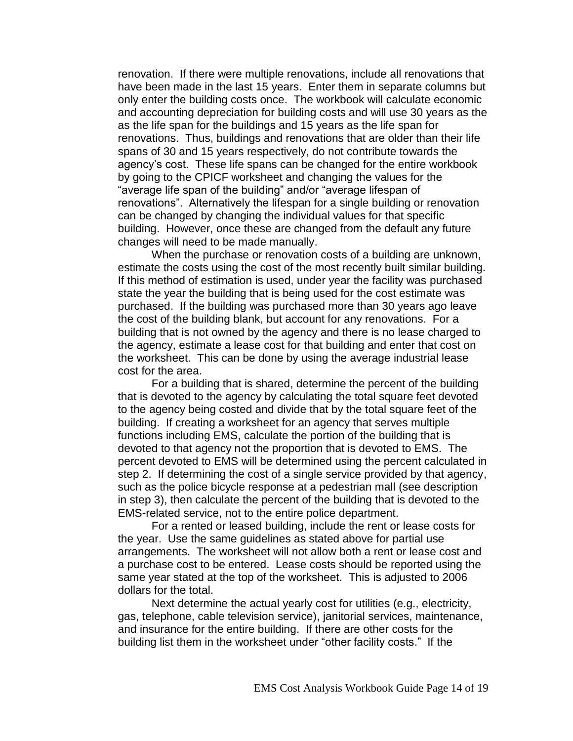renovation. If there were multiple renovations, include all renovations that have been made in the last 15 years. Enter them in separate columns but only enter the building costs once. The workbook will calculate economic and accounting depreciation for building costs and will use 30 years as the as the life span for the buildings and 15 years as the life span for renovations. Thus, buildings and renovations that are older than their life spans of 30 and 15 years respectively, do not contribute towards the agency's cost. These life spans can be changed for the entire workbook by going to the CPICF worksheet and changing the values for the "average life span of the building" and/or "average lifespan of renovations". Alternatively the lifespan for a single building or renovation can be changed by changing the individual values for that specific building. However, once these are changed from the default any future changes will need to be made manually.

When the purchase or renovation costs of a building are unknown, estimate the costs using the cost of the most recently built similar building. If this method of estimation is used, under year the facility was purchased state the year the building that is being used for the cost estimate was purchased. If the building was purchased more than 30 years ago leave the cost of the building blank, but account for any renovations. For a building that is not owned by the agency and there is no lease charged to the agency, estimate a lease cost for that building and enter that cost on the worksheet. This can be done by using the average industrial lease cost for the area.

For a building that is shared, determine the percent of the building that is devoted to the agency by calculating the total square feet devoted to the agency being costed and divide that by the total square feet of the building. If creating a worksheet for an agency that serves multiple functions including EMS, calculate the portion of the building that is devoted to that agency not the proportion that is devoted to EMS. The percent devoted to EMS will be determined using the percent calculated in step 2. If determining the cost of a single service provided by that agency, such as the police bicycle response at a pedestrian mall (see description in step 3), then calculate the percent of the building that is devoted to the EMS-related service, not to the entire police department.

For a rented or leased building, include the rent or lease costs for the year. Use the same guidelines as stated above for partial use arrangements. The worksheet will not allow both a rent or lease cost and a purchase cost to be entered. Lease costs should be reported using the same year stated at the top of the worksheet. This is adjusted to 2006 dollars for the total.

Next determine the actual yearly cost for utilities (e.g., electricity, gas, telephone, cable television service), janitorial services, maintenance, and insurance for the entire building. If there are other costs for the building list them in the worksheet under "other facility costs." If the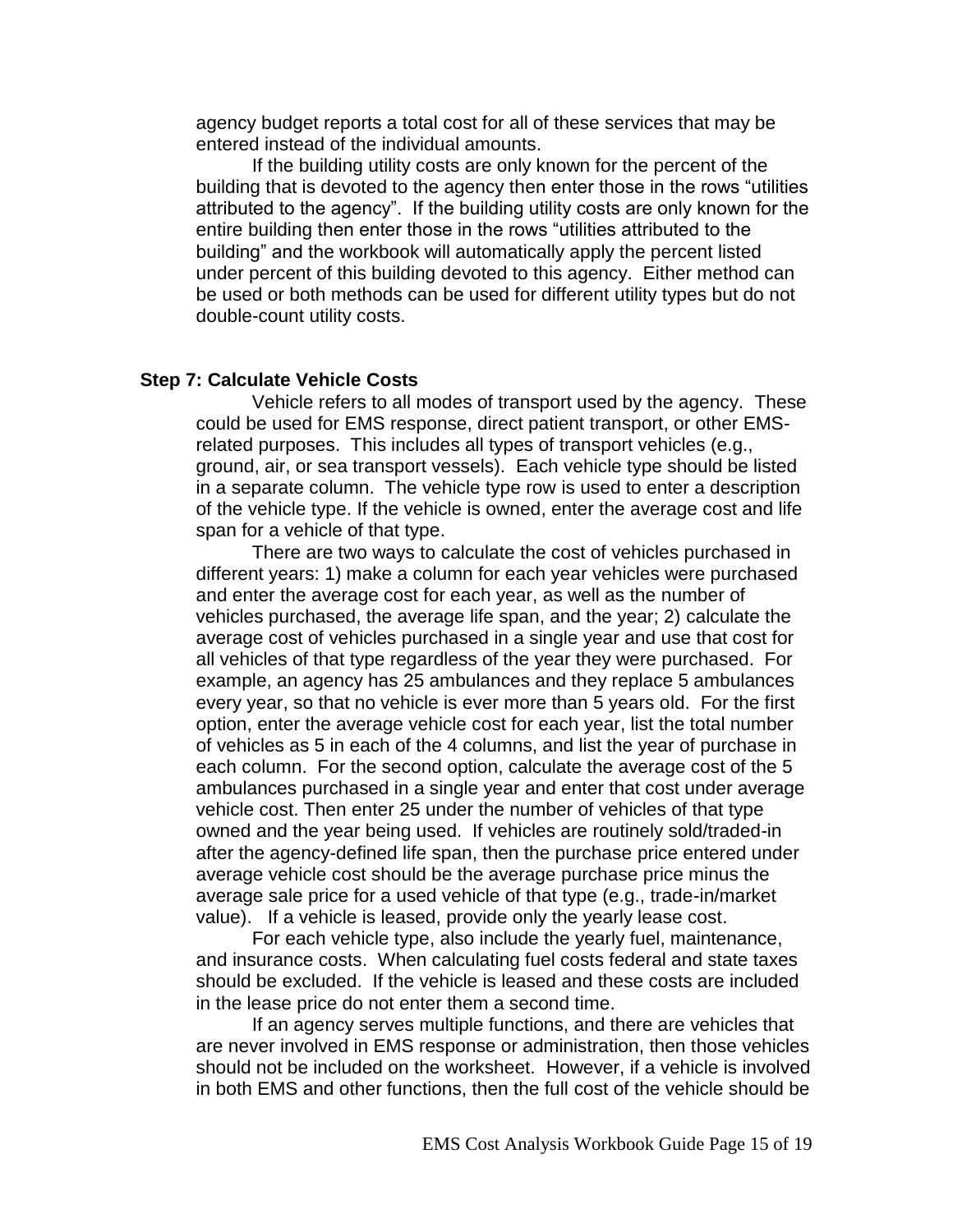agency budget reports a total cost for all of these services that may be entered instead of the individual amounts.

If the building utility costs are only known for the percent of the building that is devoted to the agency then enter those in the rows "utilities attributed to the agency". If the building utility costs are only known for the entire building then enter those in the rows "utilities attributed to the building" and the workbook will automatically apply the percent listed under percent of this building devoted to this agency. Either method can be used or both methods can be used for different utility types but do not double-count utility costs.

### Step 7: Calculate Vehicle Costs

Vehicle refers to all modes of transport used by the agency. These could be used for EMS response, direct patient transport, or other EMS-related purposes. This includes all types of transport vehicles (e.g., ground, air, or sea transport vessels). Each vehicle type should be listed in a separate column. The vehicle type row is used to enter a description of the vehicle type. If the vehicle is owned, enter the average cost and life span for a vehicle of that type.

There are two ways to calculate the cost of vehicles purchased in different years: 1) make a column for each year vehicles were purchased and enter the average cost for each year, as well as the number of vehicles purchased, the average life span, and the year; 2) calculate the average cost of vehicles purchased in a single year and use that cost for all vehicles of that type regardless of the year they were purchased. For example, an agency has 25 ambulances and they replace 5 ambulances every year, so that no vehicle is ever more than 5 years old. For the first option, enter the average vehicle cost for each year, list the total number of vehicles as 5 in each of the 4 columns, and list the year of purchase in each column. For the second option, calculate the average cost of the 5 ambulances purchased in a single year and enter that cost under average vehicle cost. Then enter 25 under the number of vehicles of that type owned and the year being used. If vehicles are routinely sold/traded-in after the agency-defined life span, then the purchase price entered under average vehicle cost should be the average purchase price minus the average sale price for a used vehicle of that type (e.g., trade-in/market value). If a vehicle is leased, provide only the yearly lease cost.

For each vehicle type, also include the yearly fuel, maintenance, and insurance costs. When calculating fuel costs federal and state taxes should be excluded. If the vehicle is leased and these costs are included in the lease price do not enter them a second time.

If an agency serves multiple functions, and there are vehicles that are never involved in EMS response or administration, then those vehicles should not be included on the worksheet. However, if a vehicle is involved in both EMS and other functions, then the full cost of the vehicle should be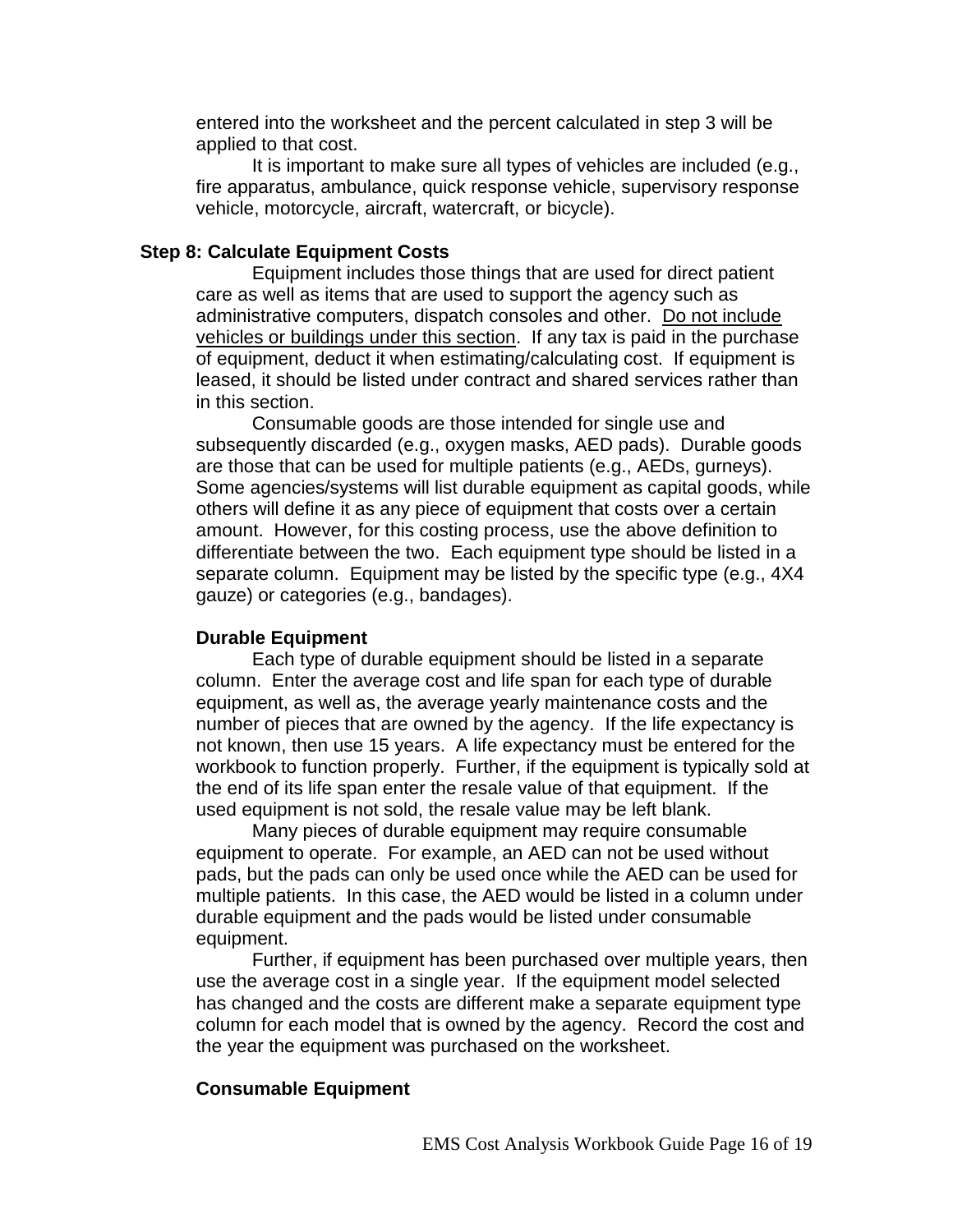entered into the worksheet and the percent calculated in step 3 will be applied to that cost.

It is important to make sure all types of vehicles are included (e.g., fire apparatus, ambulance, quick response vehicle, supervisory response vehicle, motorcycle, aircraft, watercraft, or bicycle).

### Step 8: Calculate Equipment Costs

Equipment includes those things that are used for direct patient care as well as items that are used to support the agency such as administrative computers, dispatch consoles and other. <u>Do not include vehicles or buildings under this section</u>. If any tax is paid in the purchase of equipment, deduct it when estimating/calculating cost. If equipment is leased, it should be listed under contract and shared services rather than in this section.

Consumable goods are those intended for single use and subsequently discarded (e.g., oxygen masks, AED pads). Durable goods are those that can be used for multiple patients (e.g., AEDs, gurneys). Some agencies/systems will list durable equipment as capital goods, while others will define it as any piece of equipment that costs over a certain amount. However, for this costing process, use the above definition to differentiate between the two. Each equipment type should be listed in a separate column. Equipment may be listed by the specific type (e.g., 4X4 gauze) or categories (e.g., bandages).

#### Durable Equipment

Each type of durable equipment should be listed in a separate column. Enter the average cost and life span for each type of durable equipment, as well as, the average yearly maintenance costs and the number of pieces that are owned by the agency. If the life expectancy is not known, then use 15 years. A life expectancy must be entered for the workbook to function properly. Further, if the equipment is typically sold at the end of its life span enter the resale value of that equipment. If the used equipment is not sold, the resale value may be left blank.

Many pieces of durable equipment may require consumable equipment to operate. For example, an AED can not be used without pads, but the pads can only be used once while the AED can be used for multiple patients. In this case, the AED would be listed in a column under durable equipment and the pads would be listed under consumable equipment.

Further, if equipment has been purchased over multiple years, then use the average cost in a single year. If the equipment model selected has changed and the costs are different make a separate equipment type column for each model that is owned by the agency. Record the cost and the year the equipment was purchased on the worksheet.

#### Consumable Equipment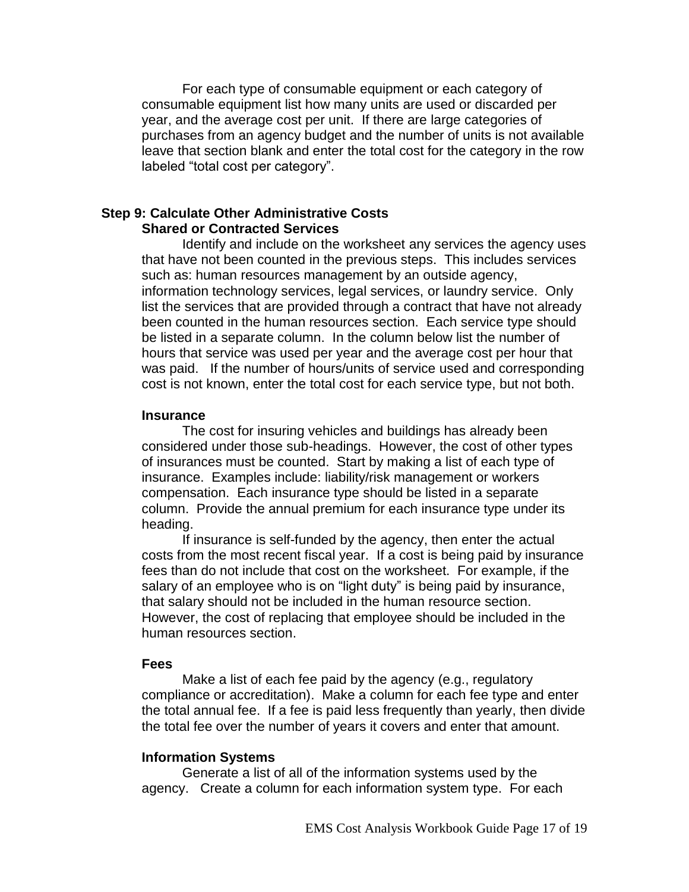For each type of consumable equipment or each category of consumable equipment list how many units are used or discarded per year, and the average cost per unit. If there are large categories of purchases from an agency budget and the number of units is not available leave that section blank and enter the total cost for the category in the row labeled "total cost per category".

## Step 9: Calculate Other Administrative Costs

### Shared or Contracted Services

Identify and include on the worksheet any services the agency uses that have not been counted in the previous steps. This includes services such as: human resources management by an outside agency, information technology services, legal services, or laundry service. Only list the services that are provided through a contract that have not already been counted in the human resources section. Each service type should be listed in a separate column. In the column below list the number of hours that service was used per year and the average cost per hour that was paid. If the number of hours/units of service used and corresponding cost is not known, enter the total cost for each service type, but not both.

### Insurance

The cost for insuring vehicles and buildings has already been considered under those sub-headings. However, the cost of other types of insurances must be counted. Start by making a list of each type of insurance. Examples include: liability/risk management or workers compensation. Each insurance type should be listed in a separate column. Provide the annual premium for each insurance type under its heading.

If insurance is self-funded by the agency, then enter the actual costs from the most recent fiscal year. If a cost is being paid by insurance fees than do not include that cost on the worksheet. For example, if the salary of an employee who is on "light duty" is being paid by insurance, that salary should not be included in the human resource section. However, the cost of replacing that employee should be included in the human resources section.

### Fees

Make a list of each fee paid by the agency (e.g., regulatory compliance or accreditation). Make a column for each fee type and enter the total annual fee. If a fee is paid less frequently than yearly, then divide the total fee over the number of years it covers and enter that amount.

### Information Systems

Generate a list of all of the information systems used by the agency. Create a column for each information system type. For each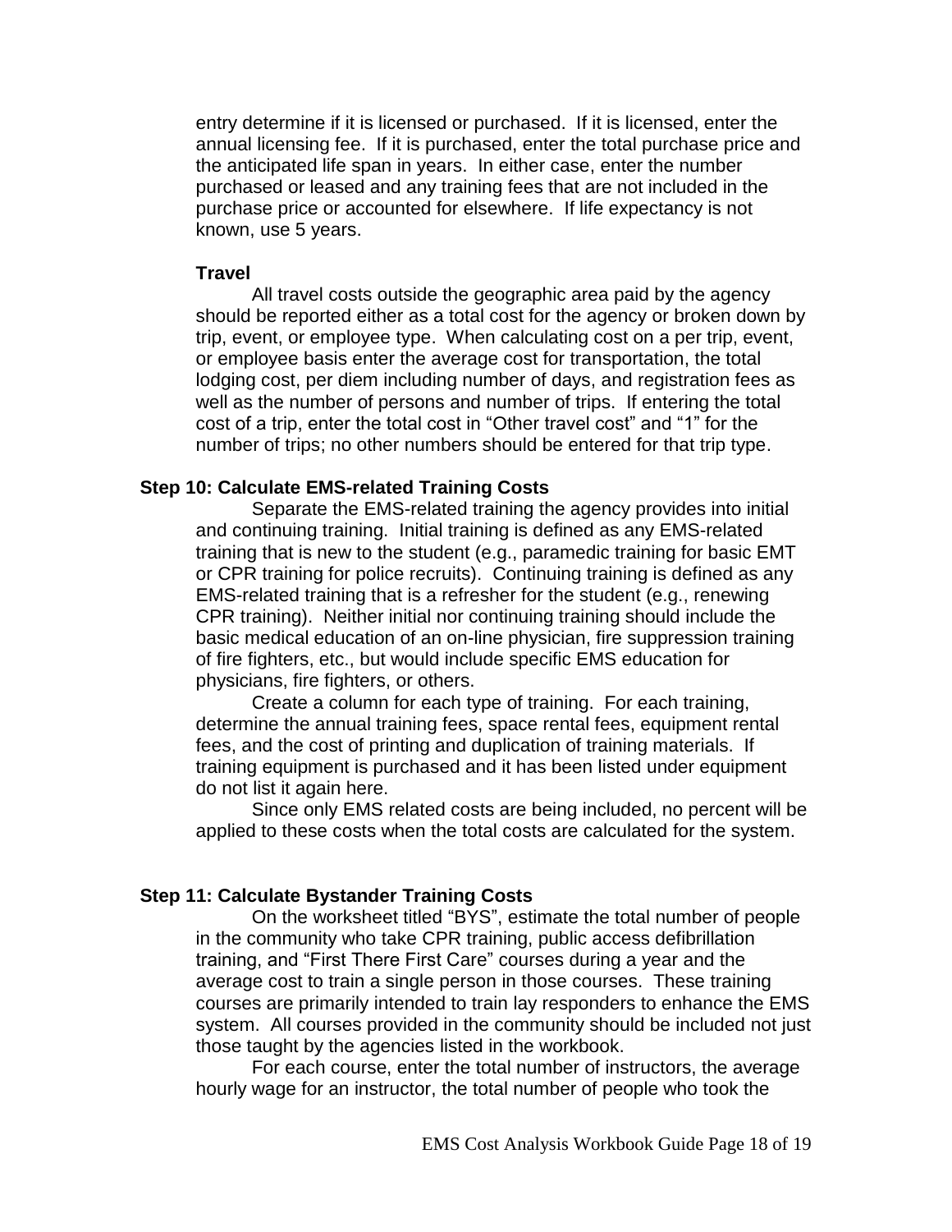entry determine if it is licensed or purchased. If it is licensed, enter the annual licensing fee. If it is purchased, enter the total purchase price and the anticipated life span in years. In either case, enter the number purchased or leased and any training fees that are not included in the purchase price or accounted for elsewhere. If life expectancy is not known, use 5 years.

**Travel**

All travel costs outside the geographic area paid by the agency should be reported either as a total cost for the agency or broken down by trip, event, or employee type. When calculating cost on a per trip, event, or employee basis enter the average cost for transportation, the total lodging cost, per diem including number of days, and registration fees as well as the number of persons and number of trips. If entering the total cost of a trip, enter the total cost in "Other travel cost" and "1" for the number of trips; no other numbers should be entered for that trip type.

**Step 10: Calculate EMS-related Training Costs**

Separate the EMS-related training the agency provides into initial and continuing training. Initial training is defined as any EMS-related training that is new to the student (e.g., paramedic training for basic EMT or CPR training for police recruits). Continuing training is defined as any EMS-related training that is a refresher for the student (e.g., renewing CPR training). Neither initial nor continuing training should include the basic medical education of an on-line physician, fire suppression training of fire fighters, etc., but would include specific EMS education for physicians, fire fighters, or others.

Create a column for each type of training. For each training, determine the annual training fees, space rental fees, equipment rental fees, and the cost of printing and duplication of training materials. If training equipment is purchased and it has been listed under equipment do not list it again here.

Since only EMS related costs are being included, no percent will be applied to these costs when the total costs are calculated for the system.

**Step 11: Calculate Bystander Training Costs**

On the worksheet titled "BYS", estimate the total number of people in the community who take CPR training, public access defibrillation training, and "First There First Care" courses during a year and the average cost to train a single person in those courses. These training courses are primarily intended to train lay responders to enhance the EMS system. All courses provided in the community should be included not just those taught by the agencies listed in the workbook.

For each course, enter the total number of instructors, the average hourly wage for an instructor, the total number of people who took the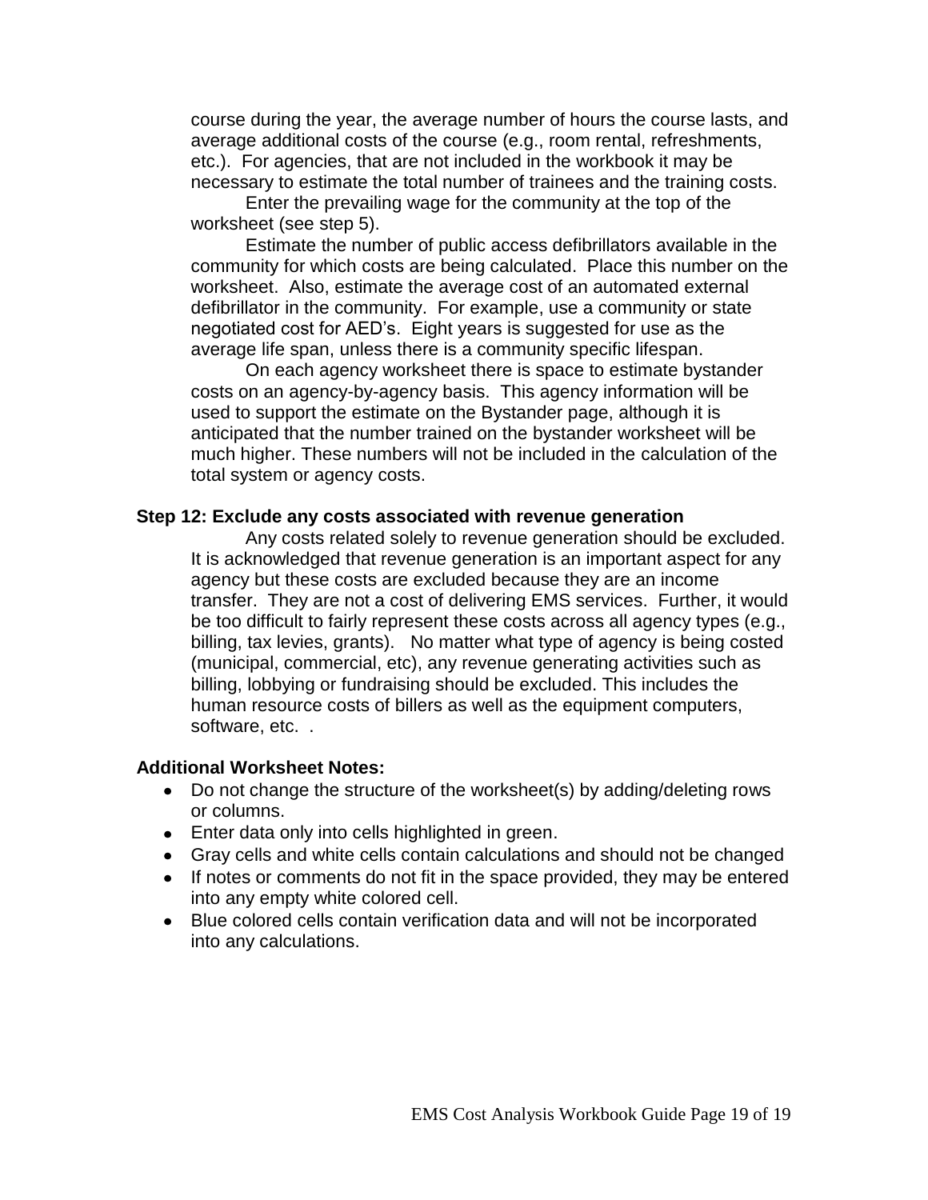course during the year, the average number of hours the course lasts, and average additional costs of the course (e.g., room rental, refreshments, etc.). For agencies, that are not included in the workbook it may be necessary to estimate the total number of trainees and the training costs.

Enter the prevailing wage for the community at the top of the worksheet (see step 5).

Estimate the number of public access defibrillators available in the community for which costs are being calculated. Place this number on the worksheet. Also, estimate the average cost of an automated external defibrillator in the community. For example, use a community or state negotiated cost for AED's. Eight years is suggested for use as the average life span, unless there is a community specific lifespan.

On each agency worksheet there is space to estimate bystander costs on an agency-by-agency basis. This agency information will be used to support the estimate on the Bystander page, although it is anticipated that the number trained on the bystander worksheet will be much higher. These numbers will not be included in the calculation of the total system or agency costs.

**Step 12: Exclude any costs associated with revenue generation**

Any costs related solely to revenue generation should be excluded. It is acknowledged that revenue generation is an important aspect for any agency but these costs are excluded because they are an income transfer. They are not a cost of delivering EMS services. Further, it would be too difficult to fairly represent these costs across all agency types (e.g., billing, tax levies, grants). No matter what type of agency is being costed (municipal, commercial, etc), any revenue generating activities such as billing, lobbying or fundraising should be excluded. This includes the human resource costs of billers as well as the equipment computers, software, etc. .

**Additional Worksheet Notes:**

- Do not change the structure of the worksheet(s) by adding/deleting rows or columns.
- Enter data only into cells highlighted in green.
- Gray cells and white cells contain calculations and should not be changed
- If notes or comments do not fit in the space provided, they may be entered into any empty white colored cell.
- Blue colored cells contain verification data and will not be incorporated into any calculations.